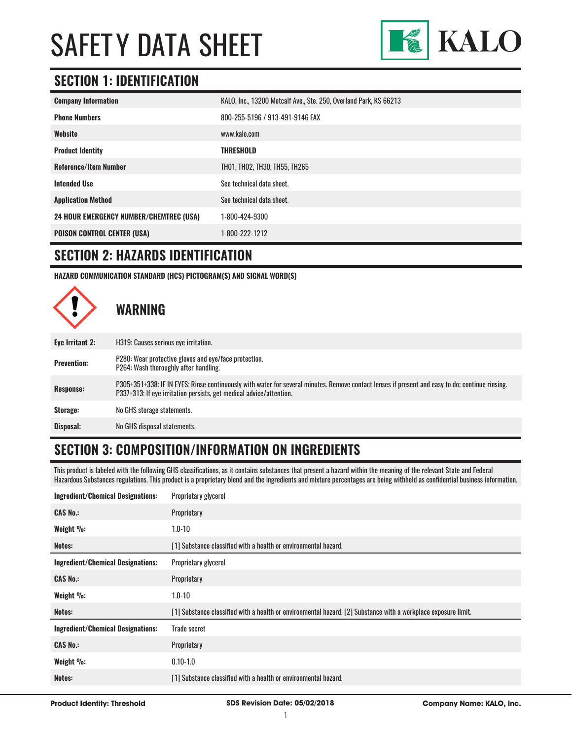# SAFETY DATA SHEET

## SECTION 1: IDENTIFICATION

| | |
|---|---|
| **Company Information** | KALO, Inc., 13200 Metcalf Ave., Ste. 250, Overland Park, KS 66213 |
| **Phone Numbers** | 800-255-5196 / 913-491-9146 FAX |
| **Website** | www.kalo.com |
| **Product Identity** | **THRESHOLD** |
| **Reference/Item Number** | TH01, TH02, TH30, TH55, TH265 |
| **Intended Use** | See technical data sheet. |
| **Application Method** | See technical data sheet. |
| **24 HOUR EMERGENCY NUMBER/CHEMTREC (USA)** | 1-800-424-9300 |
| **POISON CONTROL CENTER (USA)** | 1-800-222-1212 |

## SECTION 2: HAZARDS IDENTIFICATION

**HAZARD COMMUNICATION STANDARD (HCS) PICTOGRAM(S) AND SIGNAL WORD(S)**

### WARNING

| | |
|---|---|
| **Eye Irritant 2:** | H319: Causes serious eye irritation. |
| **Prevention:** | P280: Wear protective gloves and eye/face protection.<br>P264: Wash thoroughly after handling. |
| **Response:** | P305+351+338: IF IN EYES: Rinse continuously with water for several minutes. Remove contact lenses if present and easy to do; continue rinsing.<br>P337+313: If eye irritation persists, get medical advice/attention. |
| **Storage:** | No GHS storage statements. |
| **Disposal:** | No GHS disposal statements. |

## SECTION 3: COMPOSITION/INFORMATION ON INGREDIENTS

This product is labeled with the following GHS classifications, as it contains substances that present a hazard within the meaning of the relevant State and Federal Hazardous Substances regulations. This product is a proprietary blend and the ingredients and mixture percentages are being withheld as confidential business information.

| | |
|---|---|
| **Ingredient/Chemical Designations:** | Proprietary glycerol |
| **CAS No.:** | Proprietary |
| **Weight %:** | 1.0-10 |
| **Notes:** | [1] Substance classified with a health or environmental hazard. |

| | |
|---|---|
| **Ingredient/Chemical Designations:** | Proprietary glycerol |
| **CAS No.:** | Proprietary |
| **Weight %:** | 1.0-10 |
| **Notes:** | [1] Substance classified with a health or environmental hazard. [2] Substance with a workplace exposure limit. |

| | |
|---|---|
| **Ingredient/Chemical Designations:** | Trade secret |
| **CAS No.:** | Proprietary |
| **Weight %:** | 0.10-1.0 |
| **Notes:** | [1] Substance classified with a health or environmental hazard. |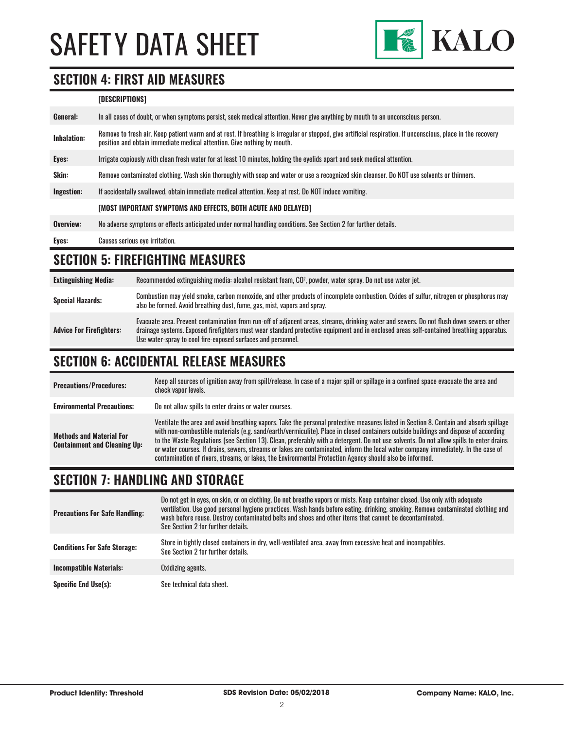## SECTION 4: FIRST AID MEASURES

| | [DESCRIPTIONS] |
|---|---|
| **General:** | In all cases of doubt, or when symptoms persist, seek medical attention. Never give anything by mouth to an unconscious person. |
| **Inhalation:** | Remove to fresh air. Keep patient warm and at rest. If breathing is irregular or stopped, give artificial respiration. If unconscious, place in the recovery position and obtain immediate medical attention. Give nothing by mouth. |
| **Eyes:** | Irrigate copiously with clean fresh water for at least 10 minutes, holding the eyelids apart and seek medical attention. |
| **Skin:** | Remove contaminated clothing. Wash skin thoroughly with soap and water or use a recognized skin cleanser. Do NOT use solvents or thinners. |
| **Ingestion:** | If accidentally swallowed, obtain immediate medical attention. Keep at rest. Do NOT induce vomiting. |
| | **[MOST IMPORTANT SYMPTOMS AND EFFECTS, BOTH ACUTE AND DELAYED]** |
| **Overview:** | No adverse symptoms or effects anticipated under normal handling conditions. See Section 2 for further details. |
| **Eyes:** | Causes serious eye irritation. |

## SECTION 5: FIREFIGHTING MEASURES

| | |
|---|---|
| **Extinguishing Media:** | Recommended extinguishing media: alcohol resistant foam, $CO^2$, powder, water spray. Do not use water jet. |
| **Special Hazards:** | Combustion may yield smoke, carbon monoxide, and other products of incomplete combustion. Oxides of sulfur, nitrogen or phosphorus may also be formed. Avoid breathing dust, fume, gas, mist, vapors and spray. |
| **Advice For Firefighters:** | Evacuate area. Prevent contamination from run-off of adjacent areas, streams, drinking water and sewers. Do not flush down sewers or other drainage systems. Exposed firefighters must wear standard protective equipment and in enclosed areas self-contained breathing apparatus. Use water-spray to cool fire-exposed surfaces and personnel. |

## SECTION 6: ACCIDENTAL RELEASE MEASURES

| | |
|---|---|
| **Precautions/Procedures:** | Keep all sources of ignition away from spill/release. In case of a major spill or spillage in a confined space evacuate the area and check vapor levels. |
| **Environmental Precautions:** | Do not allow spills to enter drains or water courses. |
| **Methods and Material For Containment and Cleaning Up:** | Ventilate the area and avoid breathing vapors. Take the personal protective measures listed in Section 8. Contain and absorb spillage with non-combustible materials (e.g. sand/earth/vermiculite). Place in closed containers outside buildings and dispose of according to the Waste Regulations (see Section 13). Clean, preferably with a detergent. Do not use solvents. Do not allow spills to enter drains or water courses. If drains, sewers, streams or lakes are contaminated, inform the local water company immediately. In the case of contamination of rivers, streams, or lakes, the Environmental Protection Agency should also be informed. |

## SECTION 7: HANDLING AND STORAGE

| | |
|---|---|
| **Precautions For Safe Handling:** | Do not get in eyes, on skin, or on clothing. Do not breathe vapors or mists. Keep container closed. Use only with adequate ventilation. Use good personal hygiene practices. Wash hands before eating, drinking, smoking. Remove contaminated clothing and wash before reuse. Destroy contaminated belts and shoes and other items that cannot be decontaminated. See Section 2 for further details. |
| **Conditions For Safe Storage:** | Store in tightly closed containers in dry, well-ventilated area, away from excessive heat and incompatibles. See Section 2 for further details. |
| **Incompatible Materials:** | Oxidizing agents. |
| **Specific End Use(s):** | See technical data sheet. |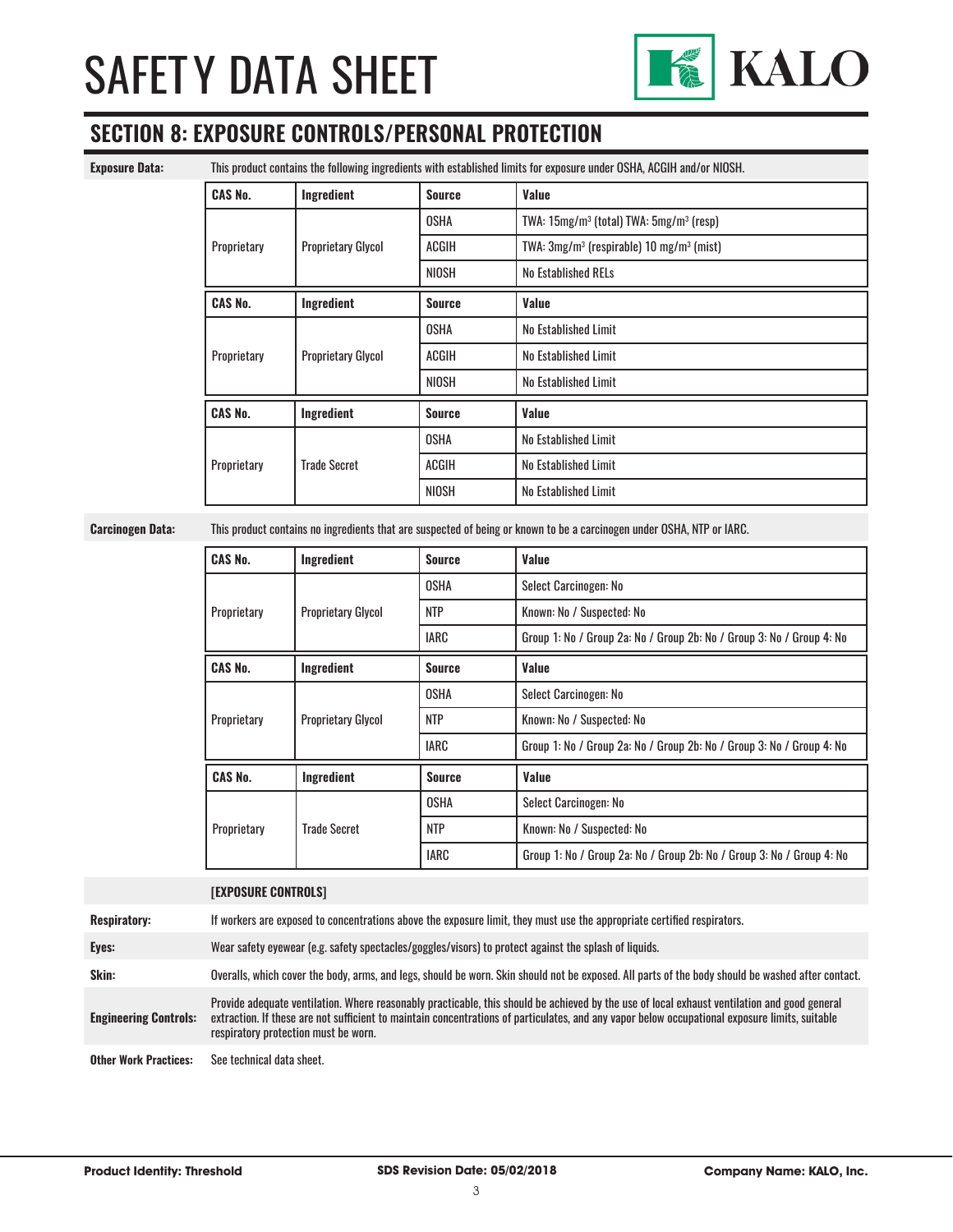# SAFETY DATA SHEET

## SECTION 8: EXPOSURE CONTROLS/PERSONAL PROTECTION

**Exposure Data:** This product contains the following ingredients with established limits for exposure under OSHA, ACGIH and/or NIOSH.

| CAS No. | Ingredient | Source | Value |
|---|---|---|---|
| Proprietary | Proprietary Glycol | OSHA | TWA: 15mg/m³ (total) TWA: 5mg/m³ (resp) |
| | | ACGIH | TWA: 3mg/m³ (respirable) 10 mg/m³ (mist) |
| | | NIOSH | No Established RELs |

| CAS No. | Ingredient | Source | Value |
|---|---|---|---|
| Proprietary | Proprietary Glycol | OSHA | No Established Limit |
| | | ACGIH | No Established Limit |
| | | NIOSH | No Established Limit |

| CAS No. | Ingredient | Source | Value |
|---|---|---|---|
| Proprietary | Trade Secret | OSHA | No Established Limit |
| | | ACGIH | No Established Limit |
| | | NIOSH | No Established Limit |

**Carcinogen Data:** This product contains no ingredients that are suspected of being or known to be a carcinogen under OSHA, NTP or IARC.

| CAS No. | Ingredient | Source | Value |
|---|---|---|---|
| Proprietary | Proprietary Glycol | OSHA | Select Carcinogen: No |
| | | NTP | Known: No / Suspected: No |
| | | IARC | Group 1: No / Group 2a: No / Group 2b: No / Group 3: No / Group 4: No |

| CAS No. | Ingredient | Source | Value |
|---|---|---|---|
| Proprietary | Proprietary Glycol | OSHA | Select Carcinogen: No |
| | | NTP | Known: No / Suspected: No |
| | | IARC | Group 1: No / Group 2a: No / Group 2b: No / Group 3: No / Group 4: No |

| CAS No. | Ingredient | Source | Value |
|---|---|---|---|
| Proprietary | Trade Secret | OSHA | Select Carcinogen: No |
| | | NTP | Known: No / Suspected: No |
| | | IARC | Group 1: No / Group 2a: No / Group 2b: No / Group 3: No / Group 4: No |

**[EXPOSURE CONTROLS]**

**Respiratory:** If workers are exposed to concentrations above the exposure limit, they must use the appropriate certified respirators.

**Eyes:** Wear safety eyewear (e.g. safety spectacles/goggles/visors) to protect against the splash of liquids.

**Skin:** Overalls, which cover the body, arms, and legs, should be worn. Skin should not be exposed. All parts of the body should be washed after contact.

**Engineering Controls:** Provide adequate ventilation. Where reasonably practicable, this should be achieved by the use of local exhaust ventilation and good general extraction. If these are not sufficient to maintain concentrations of particulates, and any vapor below occupational exposure limits, suitable respiratory protection must be worn.

**Other Work Practices:** See technical data sheet.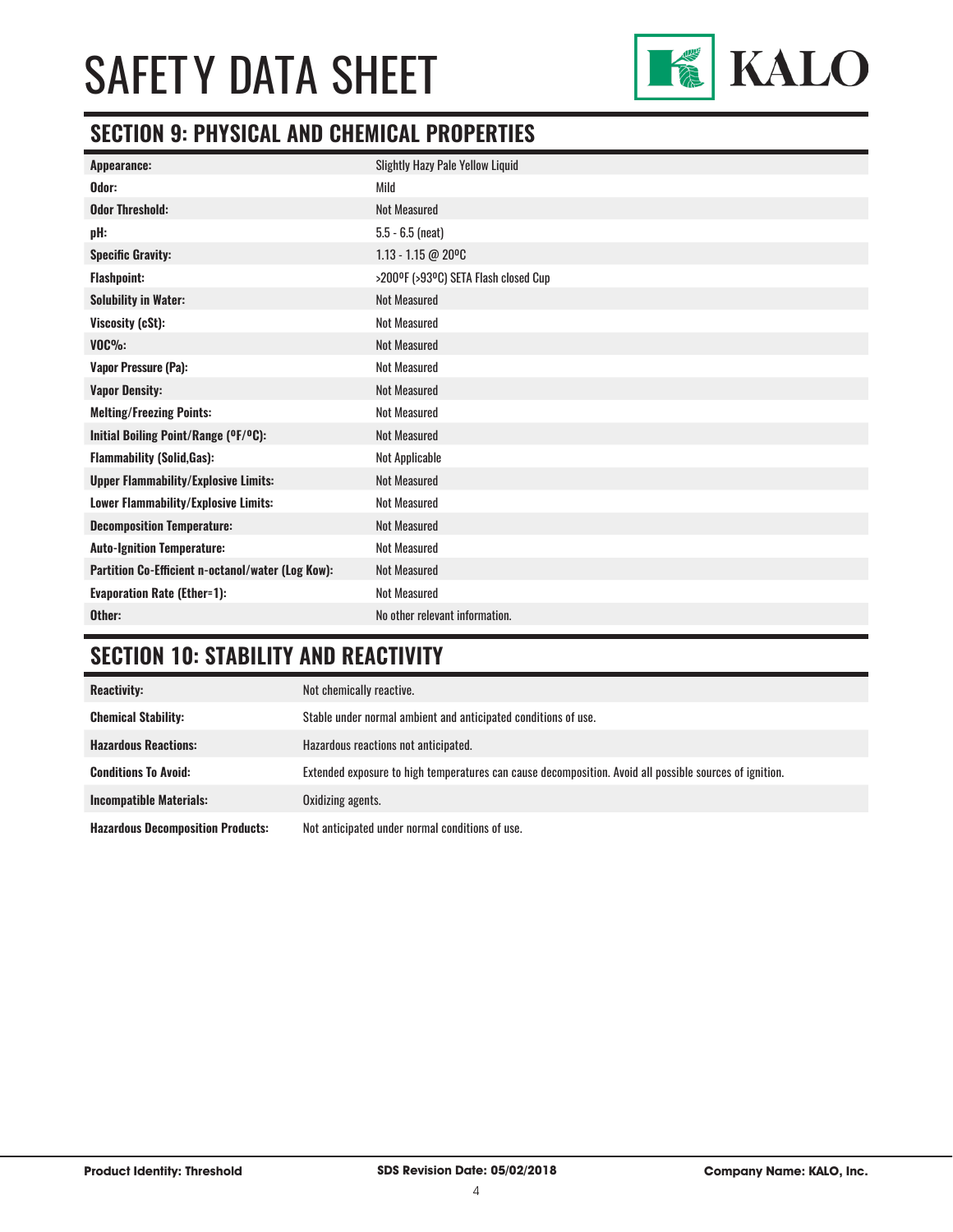# SAFETY DATA SHEET

## SECTION 9: PHYSICAL AND CHEMICAL PROPERTIES

| | |
|---|---|
| **Appearance:** | Slightly Hazy Pale Yellow Liquid |
| **Odor:** | Mild |
| **Odor Threshold:** | Not Measured |
| **pH:** | 5.5 - 6.5 (neat) |
| **Specific Gravity:** | 1.13 - 1.15 @ 20ºC |
| **Flashpoint:** | >200ºF (>93ºC) SETA Flash closed Cup |
| **Solubility in Water:** | Not Measured |
| **Viscosity (cSt):** | Not Measured |
| **VOC%:** | Not Measured |
| **Vapor Pressure (Pa):** | Not Measured |
| **Vapor Density:** | Not Measured |
| **Melting/Freezing Points:** | Not Measured |
| **Initial Boiling Point/Range (ºF/ºC):** | Not Measured |
| **Flammability (Solid,Gas):** | Not Applicable |
| **Upper Flammability/Explosive Limits:** | Not Measured |
| **Lower Flammability/Explosive Limits:** | Not Measured |
| **Decomposition Temperature:** | Not Measured |
| **Auto-Ignition Temperature:** | Not Measured |
| **Partition Co-Efficient n-octanol/water (Log Kow):** | Not Measured |
| **Evaporation Rate (Ether=1):** | Not Measured |
| **Other:** | No other relevant information. |

## SECTION 10: STABILITY AND REACTIVITY

| | |
|---|---|
| **Reactivity:** | Not chemically reactive. |
| **Chemical Stability:** | Stable under normal ambient and anticipated conditions of use. |
| **Hazardous Reactions:** | Hazardous reactions not anticipated. |
| **Conditions To Avoid:** | Extended exposure to high temperatures can cause decomposition. Avoid all possible sources of ignition. |
| **Incompatible Materials:** | Oxidizing agents. |
| **Hazardous Decomposition Products:** | Not anticipated under normal conditions of use. |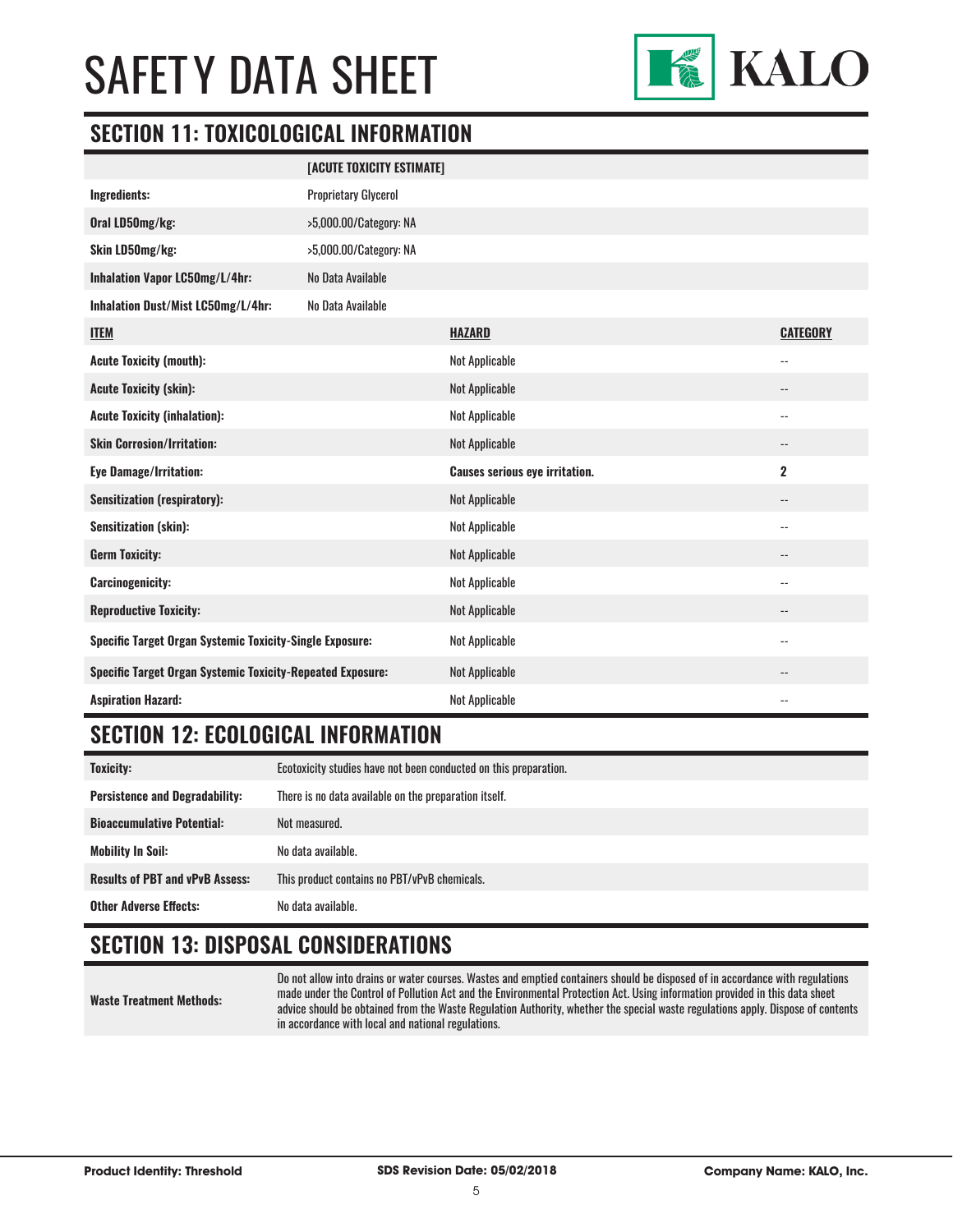## SECTION 11: TOXICOLOGICAL INFORMATION

| | [ACUTE TOXICITY ESTIMATE] |
|---|---|
| **Ingredients:** | Proprietary Glycerol |
| **Oral LD50mg/kg:** | >5,000.00/Category: NA |
| **Skin LD50mg/kg:** | >5,000.00/Category: NA |
| **Inhalation Vapor LC50mg/L/4hr:** | No Data Available |
| **Inhalation Dust/Mist LC50mg/L/4hr:** | No Data Available |

| ITEM | HAZARD | CATEGORY |
|---|---|---|
| **Acute Toxicity (mouth):** | Not Applicable | -- |
| **Acute Toxicity (skin):** | Not Applicable | -- |
| **Acute Toxicity (inhalation):** | Not Applicable | -- |
| **Skin Corrosion/Irritation:** | Not Applicable | -- |
| **Eye Damage/Irritation:** | **Causes serious eye irritation.** | **2** |
| **Sensitization (respiratory):** | Not Applicable | -- |
| **Sensitization (skin):** | Not Applicable | -- |
| **Germ Toxicity:** | Not Applicable | -- |
| **Carcinogenicity:** | Not Applicable | -- |
| **Reproductive Toxicity:** | Not Applicable | -- |
| **Specific Target Organ Systemic Toxicity-Single Exposure:** | Not Applicable | -- |
| **Specific Target Organ Systemic Toxicity-Repeated Exposure:** | Not Applicable | -- |
| **Aspiration Hazard:** | Not Applicable | -- |

## SECTION 12: ECOLOGICAL INFORMATION

| | |
|---|---|
| **Toxicity:** | Ecotoxicity studies have not been conducted on this preparation. |
| **Persistence and Degradability:** | There is no data available on the preparation itself. |
| **Bioaccumulative Potential:** | Not measured. |
| **Mobility In Soil:** | No data available. |
| **Results of PBT and vPvB Assess:** | This product contains no PBT/vPvB chemicals. |
| **Other Adverse Effects:** | No data available. |

## SECTION 13: DISPOSAL CONSIDERATIONS

| | |
|---|---|
| **Waste Treatment Methods:** | Do not allow into drains or water courses. Wastes and emptied containers should be disposed of in accordance with regulations made under the Control of Pollution Act and the Environmental Protection Act. Using information provided in this data sheet advice should be obtained from the Waste Regulation Authority, whether the special waste regulations apply. Dispose of contents in accordance with local and national regulations. |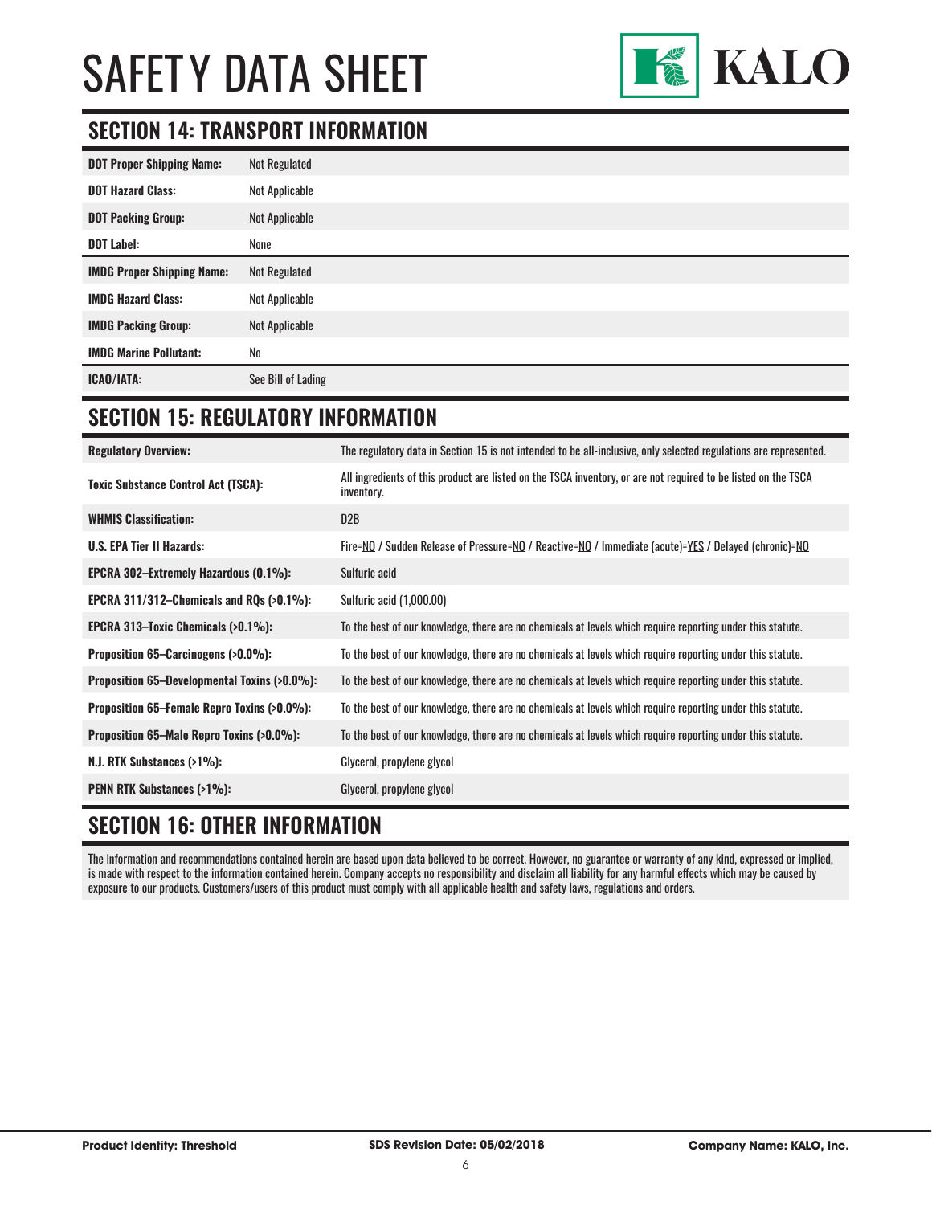# SAFETY DATA SHEET

## SECTION 14: TRANSPORT INFORMATION

| | |
|---|---|
| **DOT Proper Shipping Name:** | Not Regulated |
| **DOT Hazard Class:** | Not Applicable |
| **DOT Packing Group:** | Not Applicable |
| **DOT Label:** | None |
| **IMDG Proper Shipping Name:** | Not Regulated |
| **IMDG Hazard Class:** | Not Applicable |
| **IMDG Packing Group:** | Not Applicable |
| **IMDG Marine Pollutant:** | No |
| **ICAO/IATA:** | See Bill of Lading |

## SECTION 15: REGULATORY INFORMATION

| | |
|---|---|
| **Regulatory Overview:** | The regulatory data in Section 15 is not intended to be all-inclusive, only selected regulations are represented. |
| **Toxic Substance Control Act (TSCA):** | All ingredients of this product are listed on the TSCA inventory, or are not required to be listed on the TSCA inventory. |
| **WHMIS Classification:** | D2B |
| **U.S. EPA Tier II Hazards:** | Fire=NO / Sudden Release of Pressure=NO / Reactive=NO / Immediate (acute)=YES / Delayed (chronic)=NO |
| **EPCRA 302–Extremely Hazardous (0.1%):** | Sulfuric acid |
| **EPCRA 311/312–Chemicals and RQs (>0.1%):** | Sulfuric acid (1,000.00) |
| **EPCRA 313–Toxic Chemicals (>0.1%):** | To the best of our knowledge, there are no chemicals at levels which require reporting under this statute. |
| **Proposition 65–Carcinogens (>0.0%):** | To the best of our knowledge, there are no chemicals at levels which require reporting under this statute. |
| **Proposition 65–Developmental Toxins (>0.0%):** | To the best of our knowledge, there are no chemicals at levels which require reporting under this statute. |
| **Proposition 65–Female Repro Toxins (>0.0%):** | To the best of our knowledge, there are no chemicals at levels which require reporting under this statute. |
| **Proposition 65–Male Repro Toxins (>0.0%):** | To the best of our knowledge, there are no chemicals at levels which require reporting under this statute. |
| **N.J. RTK Substances (>1%):** | Glycerol, propylene glycol |
| **PENN RTK Substances (>1%):** | Glycerol, propylene glycol |

## SECTION 16: OTHER INFORMATION

The information and recommendations contained herein are based upon data believed to be correct. However, no guarantee or warranty of any kind, expressed or implied, is made with respect to the information contained herein. Company accepts no responsibility and disclaim all liability for any harmful effects which may be caused by exposure to our products. Customers/users of this product must comply with all applicable health and safety laws, regulations and orders.